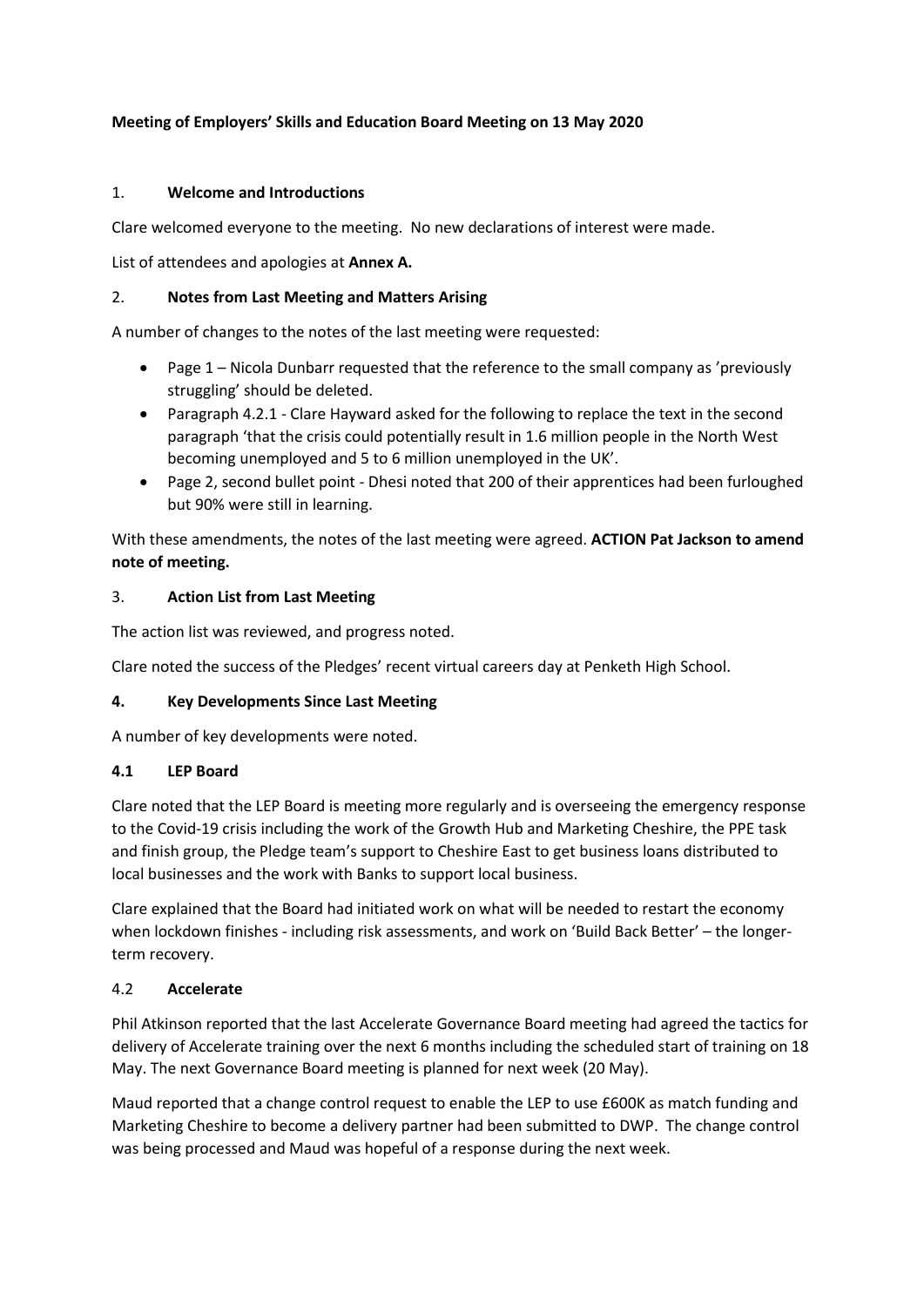**Meeting of Employers' Skills and Education Board Meeting on 13 May 2020**

## 1. Welcome and Introductions

Clare welcomed everyone to the meeting. No new declarations of interest were made.

List of attendees and apologies at **Annex A.**

## 2. Notes from Last Meeting and Matters Arising

A number of changes to the notes of the last meeting were requested:

- Page 1 – Nicola Dunbarr requested that the reference to the small company as 'previously struggling' should be deleted.
- Paragraph 4.2.1 - Clare Hayward asked for the following to replace the text in the second paragraph 'that the crisis could potentially result in 1.6 million people in the North West becoming unemployed and 5 to 6 million unemployed in the UK'.
- Page 2, second bullet point - Dhesi noted that 200 of their apprentices had been furloughed but 90% were still in learning.

With these amendments, the notes of the last meeting were agreed. **ACTION Pat Jackson to amend note of meeting.**

## 3. Action List from Last Meeting

The action list was reviewed, and progress noted.

Clare noted the success of the Pledges' recent virtual careers day at Penketh High School.

## 4. Key Developments Since Last Meeting

A number of key developments were noted.

### 4.1 LEP Board

Clare noted that the LEP Board is meeting more regularly and is overseeing the emergency response to the Covid-19 crisis including the work of the Growth Hub and Marketing Cheshire, the PPE task and finish group, the Pledge team's support to Cheshire East to get business loans distributed to local businesses and the work with Banks to support local business.

Clare explained that the Board had initiated work on what will be needed to restart the economy when lockdown finishes - including risk assessments, and work on 'Build Back Better' – the longer-term recovery.

### 4.2 Accelerate

Phil Atkinson reported that the last Accelerate Governance Board meeting had agreed the tactics for delivery of Accelerate training over the next 6 months including the scheduled start of training on 18 May. The next Governance Board meeting is planned for next week (20 May).

Maud reported that a change control request to enable the LEP to use £600K as match funding and Marketing Cheshire to become a delivery partner had been submitted to DWP. The change control was being processed and Maud was hopeful of a response during the next week.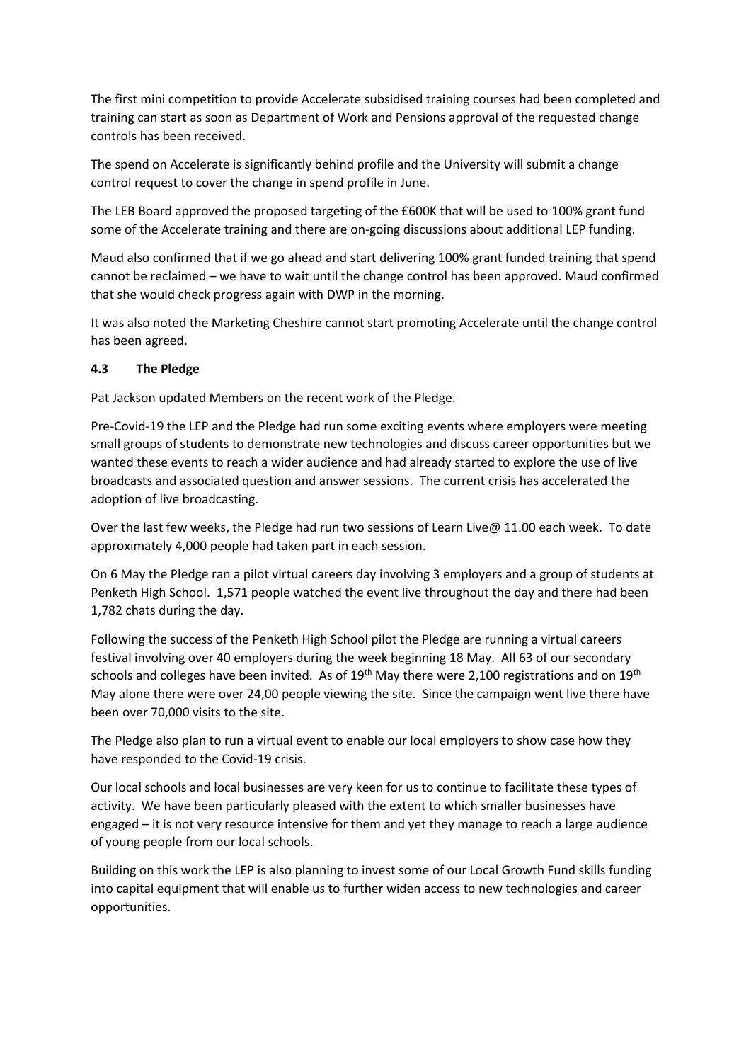The first mini competition to provide Accelerate subsidised training courses had been completed and training can start as soon as Department of Work and Pensions approval of the requested change controls has been received.

The spend on Accelerate is significantly behind profile and the University will submit a change control request to cover the change in spend profile in June.

The LEB Board approved the proposed targeting of the £600K that will be used to 100% grant fund some of the Accelerate training and there are on-going discussions about additional LEP funding.

Maud also confirmed that if we go ahead and start delivering 100% grant funded training that spend cannot be reclaimed – we have to wait until the change control has been approved. Maud confirmed that she would check progress again with DWP in the morning.

It was also noted the Marketing Cheshire cannot start promoting Accelerate until the change control has been agreed.

### 4.3 The Pledge

Pat Jackson updated Members on the recent work of the Pledge.

Pre-Covid-19 the LEP and the Pledge had run some exciting events where employers were meeting small groups of students to demonstrate new technologies and discuss career opportunities but we wanted these events to reach a wider audience and had already started to explore the use of live broadcasts and associated question and answer sessions. The current crisis has accelerated the adoption of live broadcasting.

Over the last few weeks, the Pledge had run two sessions of Learn Live@ 11.00 each week. To date approximately 4,000 people had taken part in each session.

On 6 May the Pledge ran a pilot virtual careers day involving 3 employers and a group of students at Penketh High School. 1,571 people watched the event live throughout the day and there had been 1,782 chats during the day.

Following the success of the Penketh High School pilot the Pledge are running a virtual careers festival involving over 40 employers during the week beginning 18 May. All 63 of our secondary schools and colleges have been invited. As of 19th May there were 2,100 registrations and on 19th May alone there were over 24,00 people viewing the site. Since the campaign went live there have been over 70,000 visits to the site.

The Pledge also plan to run a virtual event to enable our local employers to show case how they have responded to the Covid-19 crisis.

Our local schools and local businesses are very keen for us to continue to facilitate these types of activity. We have been particularly pleased with the extent to which smaller businesses have engaged – it is not very resource intensive for them and yet they manage to reach a large audience of young people from our local schools.

Building on this work the LEP is also planning to invest some of our Local Growth Fund skills funding into capital equipment that will enable us to further widen access to new technologies and career opportunities.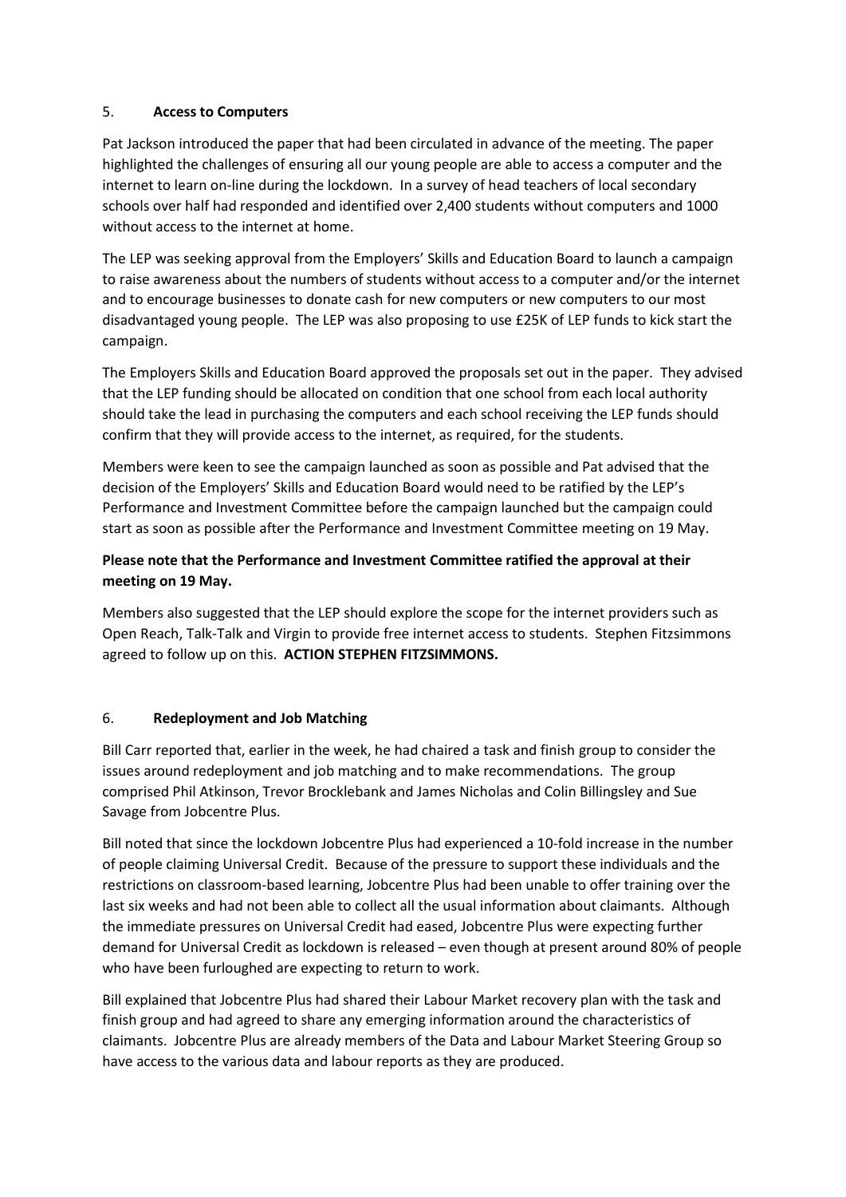## 5. **Access to Computers**

Pat Jackson introduced the paper that had been circulated in advance of the meeting. The paper highlighted the challenges of ensuring all our young people are able to access a computer and the internet to learn on-line during the lockdown. In a survey of head teachers of local secondary schools over half had responded and identified over 2,400 students without computers and 1000 without access to the internet at home.

The LEP was seeking approval from the Employers' Skills and Education Board to launch a campaign to raise awareness about the numbers of students without access to a computer and/or the internet and to encourage businesses to donate cash for new computers or new computers to our most disadvantaged young people. The LEP was also proposing to use £25K of LEP funds to kick start the campaign.

The Employers Skills and Education Board approved the proposals set out in the paper. They advised that the LEP funding should be allocated on condition that one school from each local authority should take the lead in purchasing the computers and each school receiving the LEP funds should confirm that they will provide access to the internet, as required, for the students.

Members were keen to see the campaign launched as soon as possible and Pat advised that the decision of the Employers' Skills and Education Board would need to be ratified by the LEP's Performance and Investment Committee before the campaign launched but the campaign could start as soon as possible after the Performance and Investment Committee meeting on 19 May.

**Please note that the Performance and Investment Committee ratified the approval at their meeting on 19 May.**

Members also suggested that the LEP should explore the scope for the internet providers such as Open Reach, Talk-Talk and Virgin to provide free internet access to students. Stephen Fitzsimmons agreed to follow up on this. **ACTION STEPHEN FITZSIMMONS.**

## 6. **Redeployment and Job Matching**

Bill Carr reported that, earlier in the week, he had chaired a task and finish group to consider the issues around redeployment and job matching and to make recommendations. The group comprised Phil Atkinson, Trevor Brocklebank and James Nicholas and Colin Billingsley and Sue Savage from Jobcentre Plus.

Bill noted that since the lockdown Jobcentre Plus had experienced a 10-fold increase in the number of people claiming Universal Credit. Because of the pressure to support these individuals and the restrictions on classroom-based learning, Jobcentre Plus had been unable to offer training over the last six weeks and had not been able to collect all the usual information about claimants. Although the immediate pressures on Universal Credit had eased, Jobcentre Plus were expecting further demand for Universal Credit as lockdown is released – even though at present around 80% of people who have been furloughed are expecting to return to work.

Bill explained that Jobcentre Plus had shared their Labour Market recovery plan with the task and finish group and had agreed to share any emerging information around the characteristics of claimants. Jobcentre Plus are already members of the Data and Labour Market Steering Group so have access to the various data and labour reports as they are produced.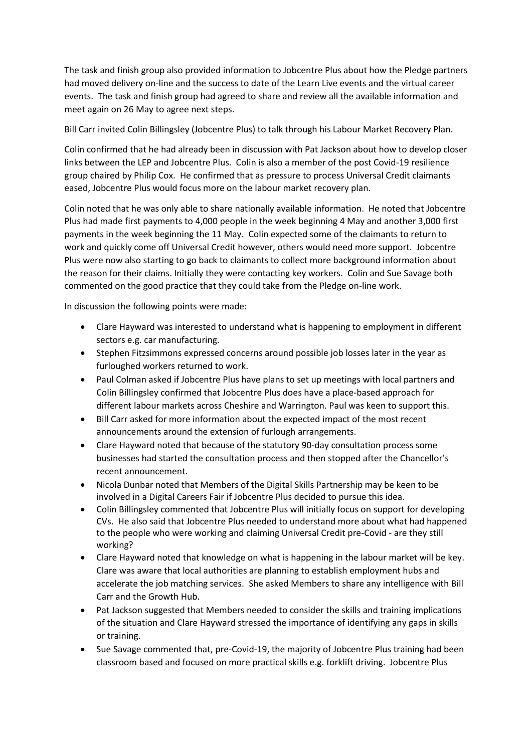The task and finish group also provided information to Jobcentre Plus about how the Pledge partners had moved delivery on-line and the success to date of the Learn Live events and the virtual career events. The task and finish group had agreed to share and review all the available information and meet again on 26 May to agree next steps.

Bill Carr invited Colin Billingsley (Jobcentre Plus) to talk through his Labour Market Recovery Plan.

Colin confirmed that he had already been in discussion with Pat Jackson about how to develop closer links between the LEP and Jobcentre Plus. Colin is also a member of the post Covid-19 resilience group chaired by Philip Cox. He confirmed that as pressure to process Universal Credit claimants eased, Jobcentre Plus would focus more on the labour market recovery plan.

Colin noted that he was only able to share nationally available information. He noted that Jobcentre Plus had made first payments to 4,000 people in the week beginning 4 May and another 3,000 first payments in the week beginning the 11 May. Colin expected some of the claimants to return to work and quickly come off Universal Credit however, others would need more support. Jobcentre Plus were now also starting to go back to claimants to collect more background information about the reason for their claims. Initially they were contacting key workers. Colin and Sue Savage both commented on the good practice that they could take from the Pledge on-line work.

In discussion the following points were made:

- Clare Hayward was interested to understand what is happening to employment in different sectors e.g. car manufacturing.
- Stephen Fitzsimmons expressed concerns around possible job losses later in the year as furloughed workers returned to work.
- Paul Colman asked if Jobcentre Plus have plans to set up meetings with local partners and Colin Billingsley confirmed that Jobcentre Plus does have a place-based approach for different labour markets across Cheshire and Warrington. Paul was keen to support this.
- Bill Carr asked for more information about the expected impact of the most recent announcements around the extension of furlough arrangements.
- Clare Hayward noted that because of the statutory 90-day consultation process some businesses had started the consultation process and then stopped after the Chancellor's recent announcement.
- Nicola Dunbar noted that Members of the Digital Skills Partnership may be keen to be involved in a Digital Careers Fair if Jobcentre Plus decided to pursue this idea.
- Colin Billingsley commented that Jobcentre Plus will initially focus on support for developing CVs. He also said that Jobcentre Plus needed to understand more about what had happened to the people who were working and claiming Universal Credit pre-Covid - are they still working?
- Clare Hayward noted that knowledge on what is happening in the labour market will be key. Clare was aware that local authorities are planning to establish employment hubs and accelerate the job matching services. She asked Members to share any intelligence with Bill Carr and the Growth Hub.
- Pat Jackson suggested that Members needed to consider the skills and training implications of the situation and Clare Hayward stressed the importance of identifying any gaps in skills or training.
- Sue Savage commented that, pre-Covid-19, the majority of Jobcentre Plus training had been classroom based and focused on more practical skills e.g. forklift driving. Jobcentre Plus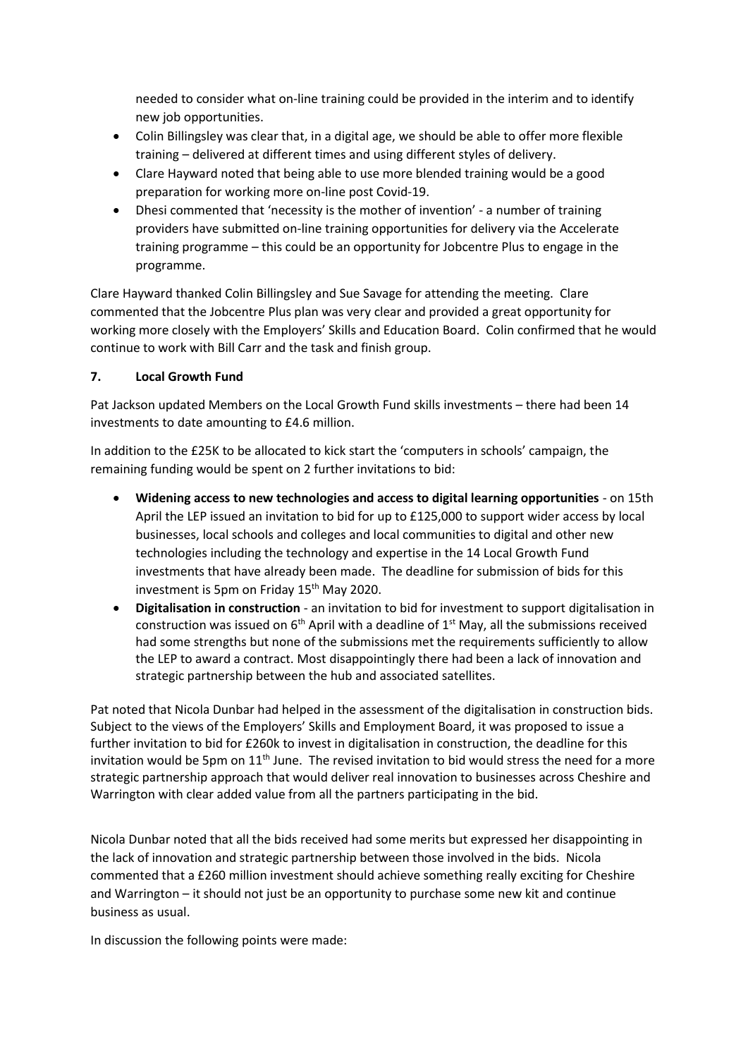needed to consider what on-line training could be provided in the interim and to identify new job opportunities.

- Colin Billingsley was clear that, in a digital age, we should be able to offer more flexible training – delivered at different times and using different styles of delivery.
- Clare Hayward noted that being able to use more blended training would be a good preparation for working more on-line post Covid-19.
- Dhesi commented that 'necessity is the mother of invention' - a number of training providers have submitted on-line training opportunities for delivery via the Accelerate training programme – this could be an opportunity for Jobcentre Plus to engage in the programme.

Clare Hayward thanked Colin Billingsley and Sue Savage for attending the meeting. Clare commented that the Jobcentre Plus plan was very clear and provided a great opportunity for working more closely with the Employers' Skills and Education Board. Colin confirmed that he would continue to work with Bill Carr and the task and finish group.

## 7. Local Growth Fund

Pat Jackson updated Members on the Local Growth Fund skills investments – there had been 14 investments to date amounting to £4.6 million.

In addition to the £25K to be allocated to kick start the 'computers in schools' campaign, the remaining funding would be spent on 2 further invitations to bid:

- **Widening access to new technologies and access to digital learning opportunities** - on 15th April the LEP issued an invitation to bid for up to £125,000 to support wider access by local businesses, local schools and colleges and local communities to digital and other new technologies including the technology and expertise in the 14 Local Growth Fund investments that have already been made. The deadline for submission of bids for this investment is 5pm on Friday 15th May 2020.
- **Digitalisation in construction** - an invitation to bid for investment to support digitalisation in construction was issued on 6th April with a deadline of 1st May, all the submissions received had some strengths but none of the submissions met the requirements sufficiently to allow the LEP to award a contract. Most disappointingly there had been a lack of innovation and strategic partnership between the hub and associated satellites.

Pat noted that Nicola Dunbar had helped in the assessment of the digitalisation in construction bids. Subject to the views of the Employers' Skills and Employment Board, it was proposed to issue a further invitation to bid for £260k to invest in digitalisation in construction, the deadline for this invitation would be 5pm on 11th June. The revised invitation to bid would stress the need for a more strategic partnership approach that would deliver real innovation to businesses across Cheshire and Warrington with clear added value from all the partners participating in the bid.

Nicola Dunbar noted that all the bids received had some merits but expressed her disappointing in the lack of innovation and strategic partnership between those involved in the bids. Nicola commented that a £260 million investment should achieve something really exciting for Cheshire and Warrington – it should not just be an opportunity to purchase some new kit and continue business as usual.

In discussion the following points were made: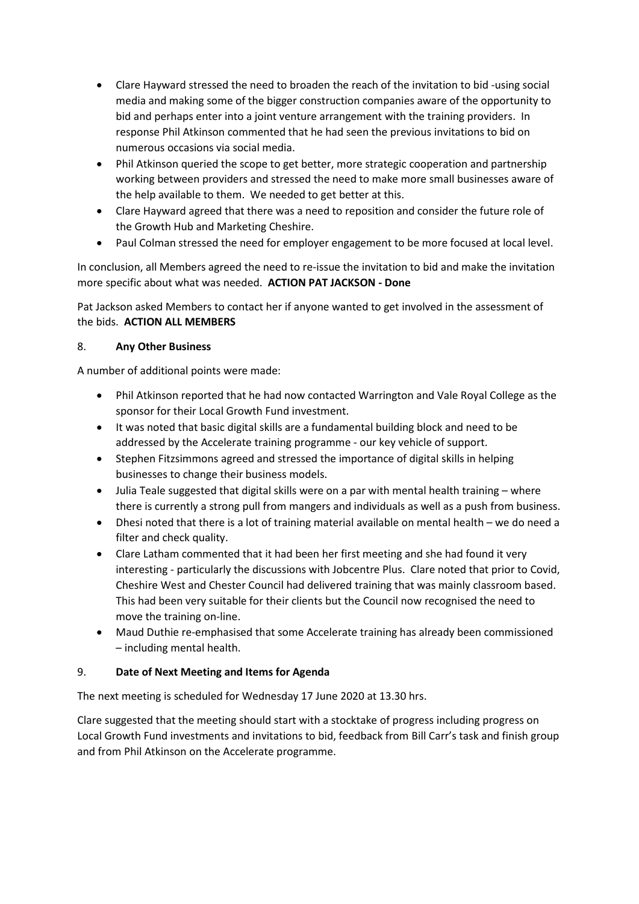- Clare Hayward stressed the need to broaden the reach of the invitation to bid -using social media and making some of the bigger construction companies aware of the opportunity to bid and perhaps enter into a joint venture arrangement with the training providers. In response Phil Atkinson commented that he had seen the previous invitations to bid on numerous occasions via social media.
- Phil Atkinson queried the scope to get better, more strategic cooperation and partnership working between providers and stressed the need to make more small businesses aware of the help available to them. We needed to get better at this.
- Clare Hayward agreed that there was a need to reposition and consider the future role of the Growth Hub and Marketing Cheshire.
- Paul Colman stressed the need for employer engagement to be more focused at local level.

In conclusion, all Members agreed the need to re-issue the invitation to bid and make the invitation more specific about what was needed. **ACTION PAT JACKSON - Done**

Pat Jackson asked Members to contact her if anyone wanted to get involved in the assessment of the bids. **ACTION ALL MEMBERS**

## 8. **Any Other Business**

A number of additional points were made:

- Phil Atkinson reported that he had now contacted Warrington and Vale Royal College as the sponsor for their Local Growth Fund investment.
- It was noted that basic digital skills are a fundamental building block and need to be addressed by the Accelerate training programme - our key vehicle of support.
- Stephen Fitzsimmons agreed and stressed the importance of digital skills in helping businesses to change their business models.
- Julia Teale suggested that digital skills were on a par with mental health training – where there is currently a strong pull from mangers and individuals as well as a push from business.
- Dhesi noted that there is a lot of training material available on mental health – we do need a filter and check quality.
- Clare Latham commented that it had been her first meeting and she had found it very interesting - particularly the discussions with Jobcentre Plus. Clare noted that prior to Covid, Cheshire West and Chester Council had delivered training that was mainly classroom based. This had been very suitable for their clients but the Council now recognised the need to move the training on-line.
- Maud Duthie re-emphasised that some Accelerate training has already been commissioned – including mental health.

## 9. **Date of Next Meeting and Items for Agenda**

The next meeting is scheduled for Wednesday 17 June 2020 at 13.30 hrs.

Clare suggested that the meeting should start with a stocktake of progress including progress on Local Growth Fund investments and invitations to bid, feedback from Bill Carr's task and finish group and from Phil Atkinson on the Accelerate programme.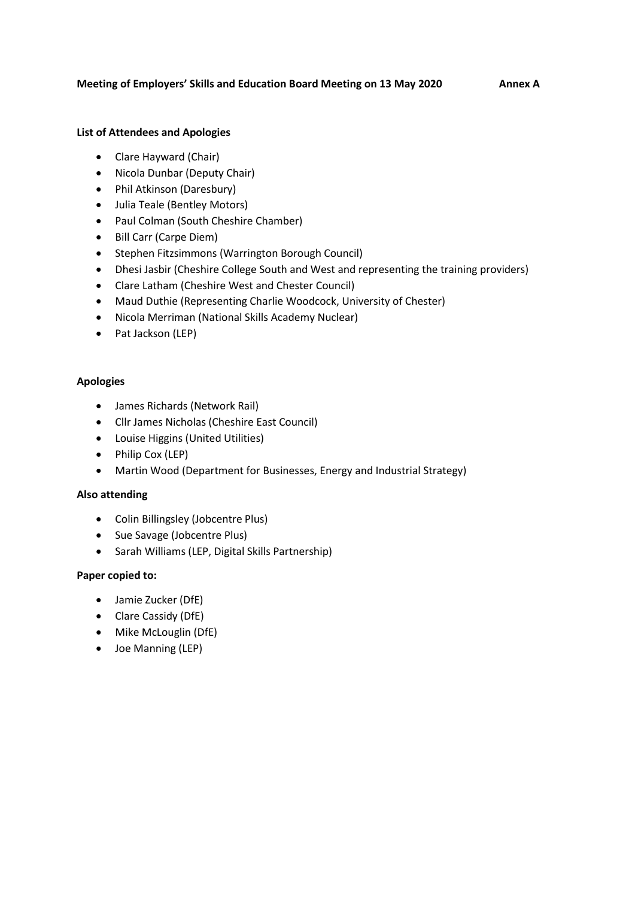**Meeting of Employers' Skills and Education Board Meeting on 13 May 2020** **Annex A**

**List of Attendees and Apologies**

- Clare Hayward (Chair)
- Nicola Dunbar (Deputy Chair)
- Phil Atkinson (Daresbury)
- Julia Teale (Bentley Motors)
- Paul Colman (South Cheshire Chamber)
- Bill Carr (Carpe Diem)
- Stephen Fitzsimmons (Warrington Borough Council)
- Dhesi Jasbir (Cheshire College South and West and representing the training providers)
- Clare Latham (Cheshire West and Chester Council)
- Maud Duthie (Representing Charlie Woodcock, University of Chester)
- Nicola Merriman (National Skills Academy Nuclear)
- Pat Jackson (LEP)

**Apologies**

- James Richards (Network Rail)
- Cllr James Nicholas (Cheshire East Council)
- Louise Higgins (United Utilities)
- Philip Cox (LEP)
- Martin Wood (Department for Businesses, Energy and Industrial Strategy)

**Also attending**

- Colin Billingsley (Jobcentre Plus)
- Sue Savage (Jobcentre Plus)
- Sarah Williams (LEP, Digital Skills Partnership)

**Paper copied to:**

- Jamie Zucker (DfE)
- Clare Cassidy (DfE)
- Mike McLouglin (DfE)
- Joe Manning (LEP)